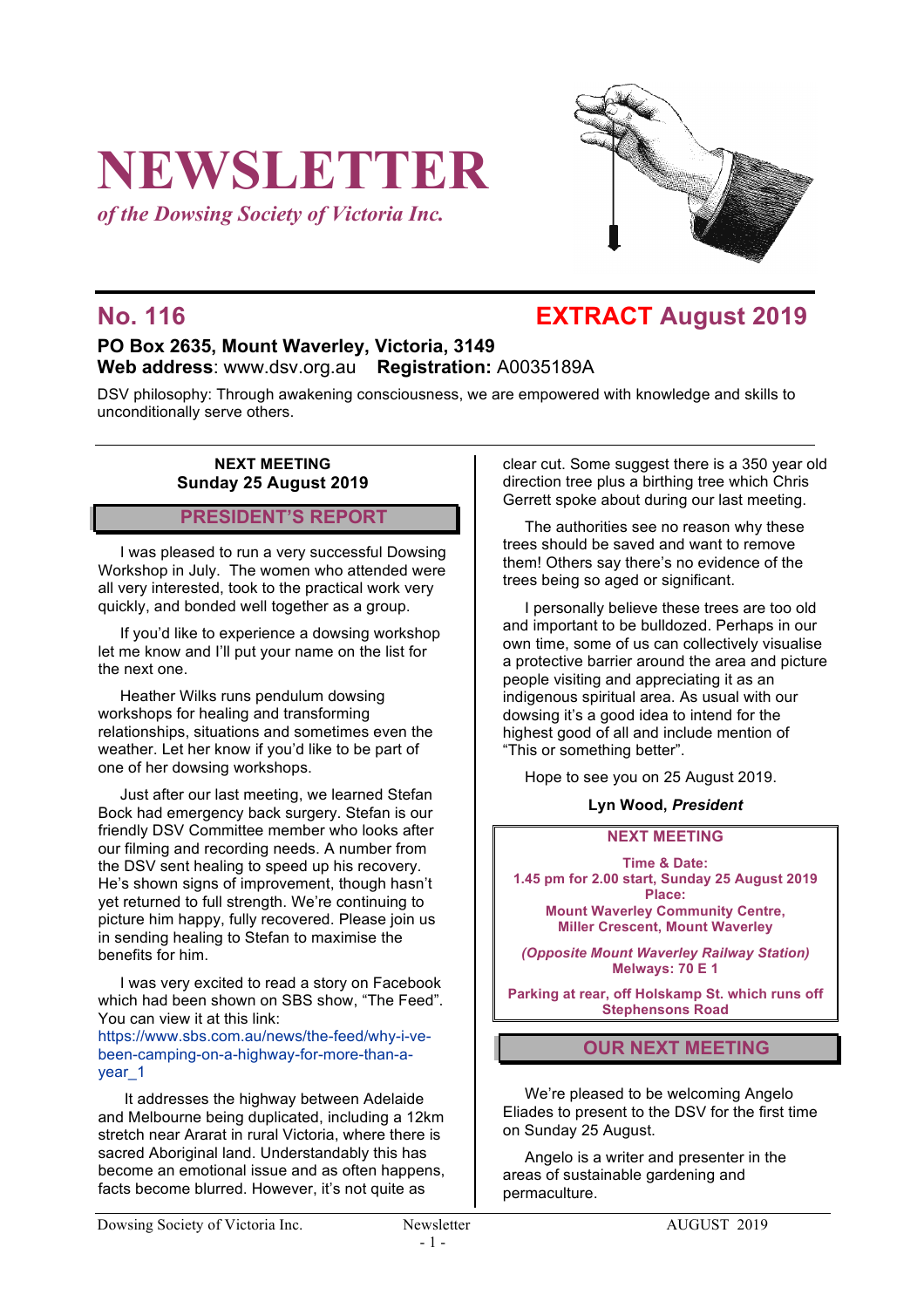# NEWSLETTER

*of the Dowsing Society of Victoria Inc.*

## No. 116 — EXTRACT August 2019

**PO Box 2635, Mount Waverley, Victoria, 3149**
**Web address**: www.dsv.org.au **Registration:** A0035189A

DSV philosophy: Through awakening consciousness, we are empowered with knowledge and skills to unconditionally serve others.

**NEXT MEETING**
**Sunday 25 August 2019**

## PRESIDENT'S REPORT

I was pleased to run a very successful Dowsing Workshop in July. The women who attended were all very interested, took to the practical work very quickly, and bonded well together as a group.

If you'd like to experience a dowsing workshop let me know and I'll put your name on the list for the next one.

Heather Wilks runs pendulum dowsing workshops for healing and transforming relationships, situations and sometimes even the weather. Let her know if you'd like to be part of one of her dowsing workshops.

Just after our last meeting, we learned Stefan Bock had emergency back surgery. Stefan is our friendly DSV Committee member who looks after our filming and recording needs. A number from the DSV sent healing to speed up his recovery. He's shown signs of improvement, though hasn't yet returned to full strength. We're continuing to picture him happy, fully recovered. Please join us in sending healing to Stefan to maximise the benefits for him.

I was very excited to read a story on Facebook which had been shown on SBS show, "The Feed". You can view it at this link:
https://www.sbs.com.au/news/the-feed/why-i-ve-been-camping-on-a-highway-for-more-than-a-year_1

It addresses the highway between Adelaide and Melbourne being duplicated, including a 12km stretch near Ararat in rural Victoria, where there is sacred Aboriginal land. Understandably this has become an emotional issue and as often happens, facts become blurred. However, it's not quite as clear cut. Some suggest there is a 350 year old direction tree plus a birthing tree which Chris Gerrett spoke about during our last meeting.

The authorities see no reason why these trees should be saved and want to remove them! Others say there's no evidence of the trees being so aged or significant.

I personally believe these trees are too old and important to be bulldozed. Perhaps in our own time, some of us can collectively visualise a protective barrier around the area and picture people visiting and appreciating it as an indigenous spiritual area. As usual with our dowsing it's a good idea to intend for the highest good of all and include mention of "This or something better".

Hope to see you on 25 August 2019.

**Lyn Wood, *President***

**NEXT MEETING**

**Time & Date:**
**1.45 pm for 2.00 start, Sunday 25 August 2019**
**Place:**
**Mount Waverley Community Centre,**
**Miller Crescent, Mount Waverley**

***(Opposite Mount Waverley Railway Station)***
**Melways: 70 E 1**

**Parking at rear, off Holskamp St. which runs off Stephensons Road**

## OUR NEXT MEETING

We're pleased to be welcoming Angelo Eliades to present to the DSV for the first time on Sunday 25 August.

Angelo is a writer and presenter in the areas of sustainable gardening and permaculture.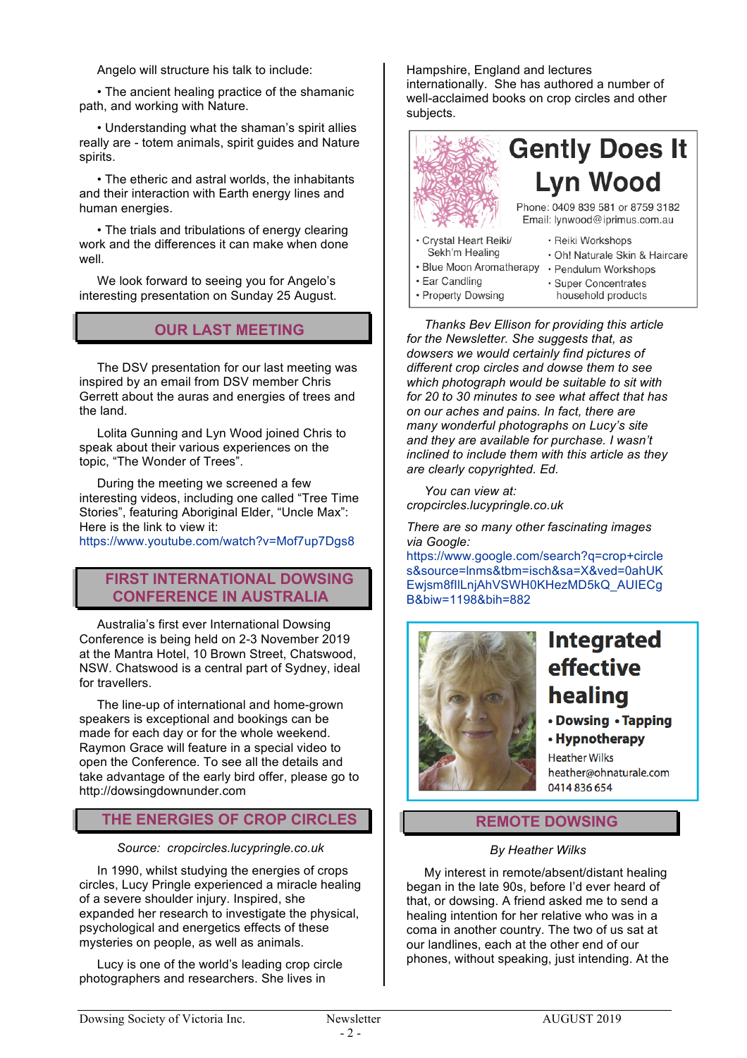Angelo will structure his talk to include:

- The ancient healing practice of the shamanic path, and working with Nature.
- Understanding what the shaman's spirit allies really are - totem animals, spirit guides and Nature spirits.
- The etheric and astral worlds, the inhabitants and their interaction with Earth energy lines and human energies.
- The trials and tribulations of energy clearing work and the differences it can make when done well.

We look forward to seeing you for Angelo's interesting presentation on Sunday 25 August.

## OUR LAST MEETING

The DSV presentation for our last meeting was inspired by an email from DSV member Chris Gerrett about the auras and energies of trees and the land.

Lolita Gunning and Lyn Wood joined Chris to speak about their various experiences on the topic, "The Wonder of Trees".

During the meeting we screened a few interesting videos, including one called "Tree Time Stories", featuring Aboriginal Elder, "Uncle Max": Here is the link to view it:
https://www.youtube.com/watch?v=Mof7up7Dgs8

## FIRST INTERNATIONAL DOWSING CONFERENCE IN AUSTRALIA

Australia's first ever International Dowsing Conference is being held on 2-3 November 2019 at the Mantra Hotel, 10 Brown Street, Chatswood, NSW. Chatswood is a central part of Sydney, ideal for travellers.

The line-up of international and home-grown speakers is exceptional and bookings can be made for each day or for the whole weekend. Raymon Grace will feature in a special video to open the Conference. To see all the details and take advantage of the early bird offer, please go to http://dowsingdownunder.com

## THE ENERGIES OF CROP CIRCLES

*Source: cropcircles.lucypringle.co.uk*

In 1990, whilst studying the energies of crops circles, Lucy Pringle experienced a miracle healing of a severe shoulder injury. Inspired, she expanded her research to investigate the physical, psychological and energetics effects of these mysteries on people, as well as animals.

Lucy is one of the world's leading crop circle photographers and researchers. She lives in Hampshire, England and lectures internationally. She has authored a number of well-acclaimed books on crop circles and other subjects.

**Gently Does It**
**Lyn Wood**
Phone: 0409 839 581 or 8759 3182
Email: lynwood@iprimus.com.au

- Crystal Heart Reiki/ Sekh'm Healing
- Blue Moon Aromatherapy
- Ear Candling
- Property Dowsing
- Reiki Workshops
- Oh! Naturale Skin & Haircare
- Pendulum Workshops
- Super Concentrates household products

*Thanks Bev Ellison for providing this article for the Newsletter. She suggests that, as dowsers we would certainly find pictures of different crop circles and dowse them to see which photograph would be suitable to sit with for 20 to 30 minutes to see what affect that has on our aches and pains. In fact, there are many wonderful photographs on Lucy's site and they are available for purchase. I wasn't inclined to include them with this article as they are clearly copyrighted. Ed.*

*You can view at:*
*cropcircles.lucypringle.co.uk*

*There are so many other fascinating images via Google:*
https://www.google.com/search?q=crop+circles&source=lnms&tbm=isch&sa=X&ved=0ahUKEwjsm8fIlLnjAhVSWH0KHezMD5kQ_AUIECgB&biw=1198&bih=882

**Integrated effective healing**
**• Dowsing • Tapping**
**• Hypnotherapy**
Heather Wilks
heather@ohnaturale.com
0414 836 654

## REMOTE DOWSING

*By Heather Wilks*

My interest in remote/absent/distant healing began in the late 90s, before I'd ever heard of that, or dowsing. A friend asked me to send a healing intention for her relative who was in a coma in another country. The two of us sat at our landlines, each at the other end of our phones, without speaking, just intending. At the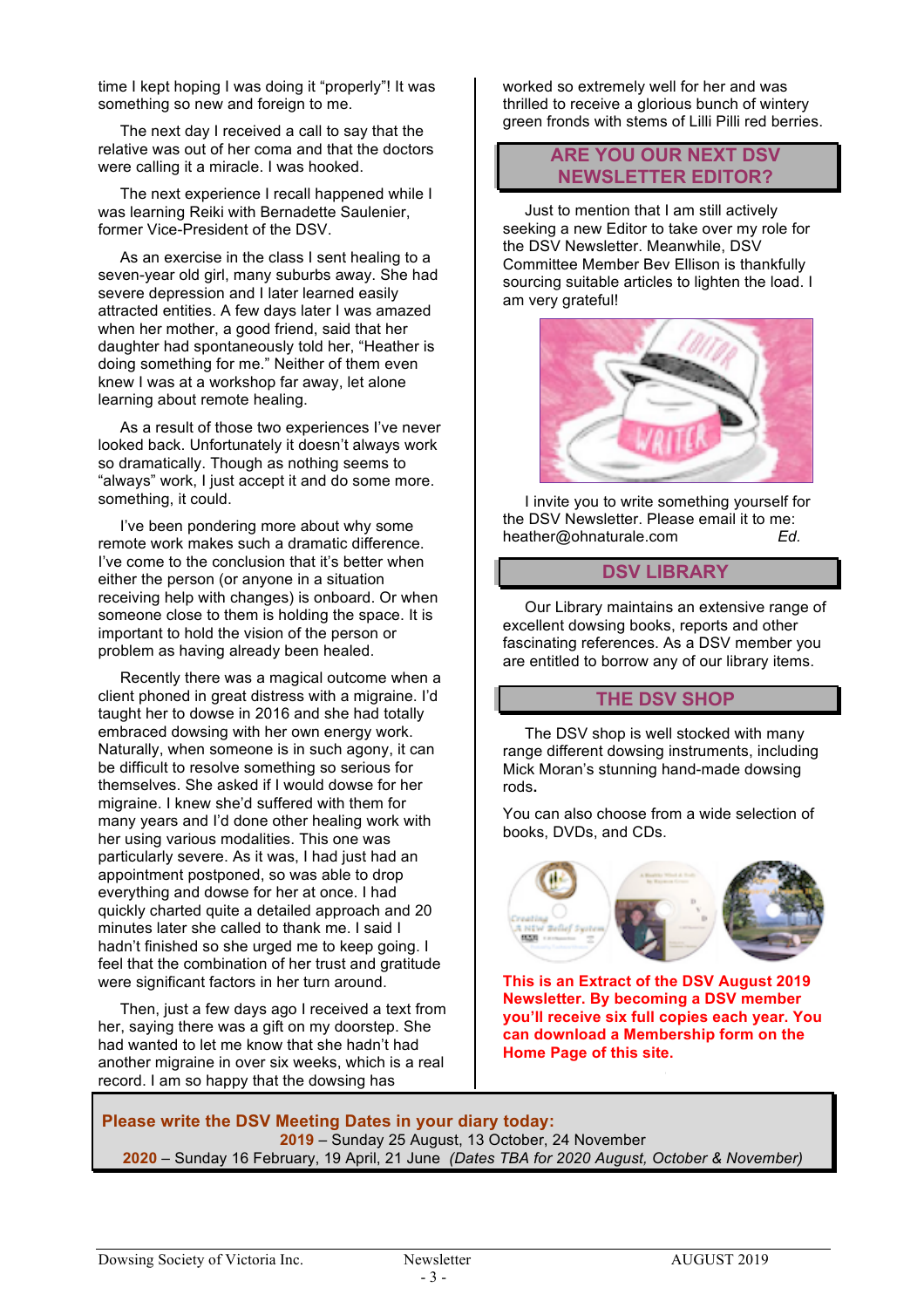time I kept hoping I was doing it "properly"! It was something so new and foreign to me.

The next day I received a call to say that the relative was out of her coma and that the doctors were calling it a miracle. I was hooked.

The next experience I recall happened while I was learning Reiki with Bernadette Saulenier, former Vice-President of the DSV.

As an exercise in the class I sent healing to a seven-year old girl, many suburbs away. She had severe depression and I later learned easily attracted entities. A few days later I was amazed when her mother, a good friend, said that her daughter had spontaneously told her, "Heather is doing something for me." Neither of them even knew I was at a workshop far away, let alone learning about remote healing.

As a result of those two experiences I've never looked back. Unfortunately it doesn't always work so dramatically. Though as nothing seems to "always" work, I just accept it and do some more. something, it could.

I've been pondering more about why some remote work makes such a dramatic difference. I've come to the conclusion that it's better when either the person (or anyone in a situation receiving help with changes) is onboard. Or when someone close to them is holding the space. It is important to hold the vision of the person or problem as having already been healed.

Recently there was a magical outcome when a client phoned in great distress with a migraine. I'd taught her to dowse in 2016 and she had totally embraced dowsing with her own energy work. Naturally, when someone is in such agony, it can be difficult to resolve something so serious for themselves. She asked if I would dowse for her migraine. I knew she'd suffered with them for many years and I'd done other healing work with her using various modalities. This one was particularly severe. As it was, I had just had an appointment postponed, so was able to drop everything and dowse for her at once. I had quickly charted quite a detailed approach and 20 minutes later she called to thank me. I said I hadn't finished so she urged me to keep going. I feel that the combination of her trust and gratitude were significant factors in her turn around.

Then, just a few days ago I received a text from her, saying there was a gift on my doorstep. She had wanted to let me know that she hadn't had another migraine in over six weeks, which is a real record. I am so happy that the dowsing has worked so extremely well for her and was thrilled to receive a glorious bunch of wintery green fronds with stems of Lilli Pilli red berries.

## ARE YOU OUR NEXT DSV NEWSLETTER EDITOR?

Just to mention that I am still actively seeking a new Editor to take over my role for the DSV Newsletter. Meanwhile, DSV Committee Member Bev Ellison is thankfully sourcing suitable articles to lighten the load. I am very grateful!

I invite you to write something yourself for the DSV Newsletter. Please email it to me: heather@ohnaturale.com *Ed.*

## DSV LIBRARY

Our Library maintains an extensive range of excellent dowsing books, reports and other fascinating references. As a DSV member you are entitled to borrow any of our library items.

## THE DSV SHOP

The DSV shop is well stocked with many range different dowsing instruments, including Mick Moran's stunning hand-made dowsing rods**.**

You can also choose from a wide selection of books, DVDs, and CDs.

**This is an Extract of the DSV August 2019 Newsletter. By becoming a DSV member you'll receive six full copies each year. You can download a Membership form on the Home Page of this site.**

**Please write the DSV Meeting Dates in your diary today:**

**2019** – Sunday 25 August, 13 October, 24 November

**2020** – Sunday 16 February, 19 April, 21 June *(Dates TBA for 2020 August, October & November)*